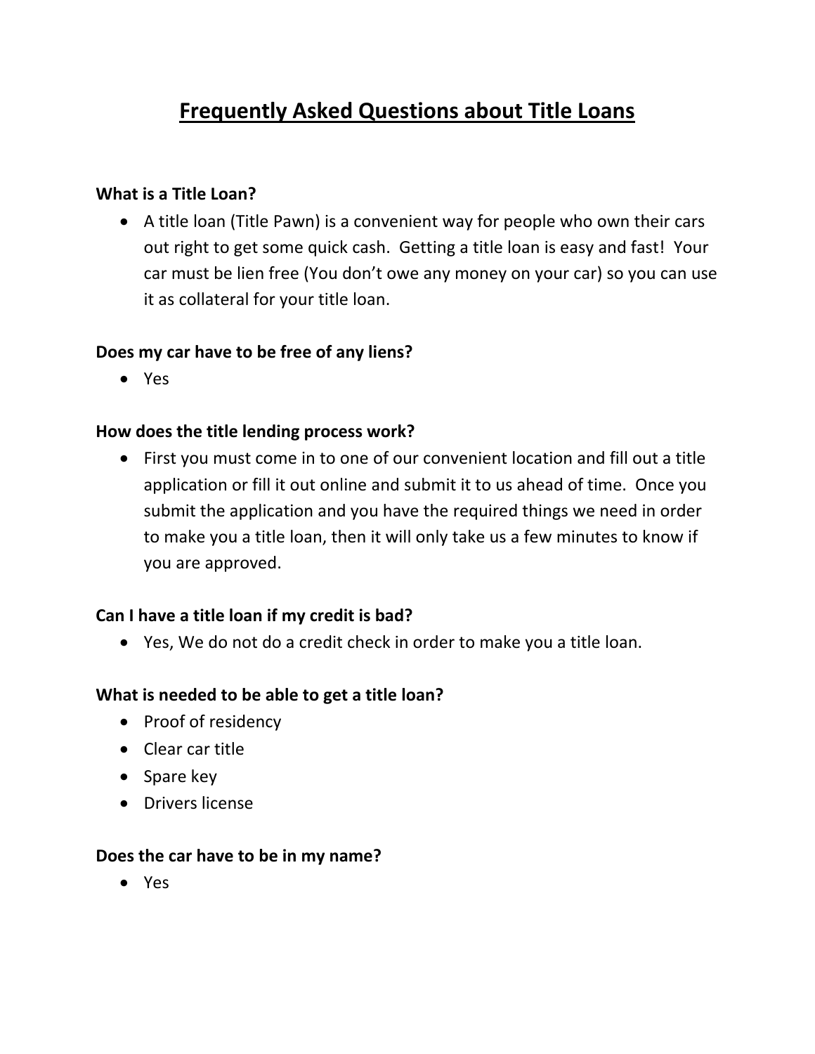# Frequently Asked Questions about Title Loans

**What is a Title Loan?**

- A title loan (Title Pawn) is a convenient way for people who own their cars out right to get some quick cash. Getting a title loan is easy and fast! Your car must be lien free (You don't owe any money on your car) so you can use it as collateral for your title loan.

**Does my car have to be free of any liens?**

- Yes

**How does the title lending process work?**

- First you must come in to one of our convenient location and fill out a title application or fill it out online and submit it to us ahead of time. Once you submit the application and you have the required things we need in order to make you a title loan, then it will only take us a few minutes to know if you are approved.

**Can I have a title loan if my credit is bad?**

- Yes, We do not do a credit check in order to make you a title loan.

**What is needed to be able to get a title loan?**

- Proof of residency
- Clear car title
- Spare key
- Drivers license

**Does the car have to be in my name?**

- Yes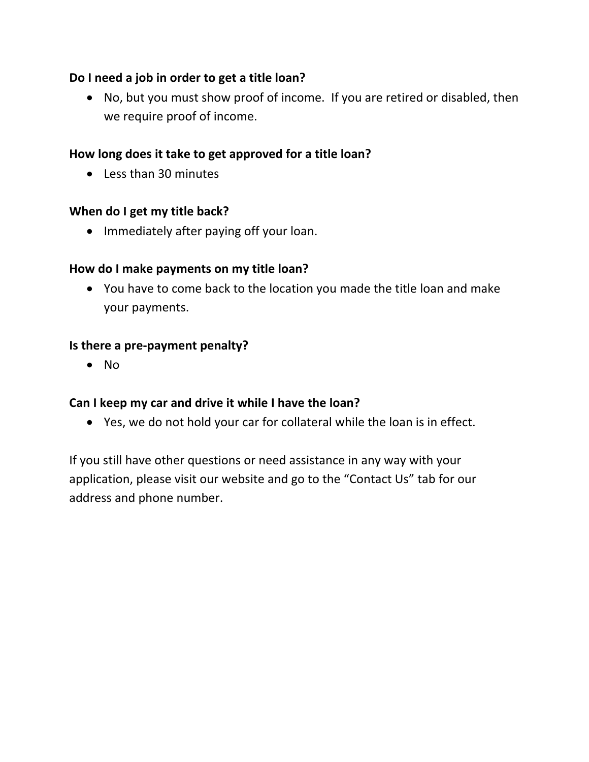**Do I need a job in order to get a title loan?**

- No, but you must show proof of income. If you are retired or disabled, then we require proof of income.

**How long does it take to get approved for a title loan?**

- Less than 30 minutes

**When do I get my title back?**

- Immediately after paying off your loan.

**How do I make payments on my title loan?**

- You have to come back to the location you made the title loan and make your payments.

**Is there a pre-payment penalty?**

- No

**Can I keep my car and drive it while I have the loan?**

- Yes, we do not hold your car for collateral while the loan is in effect.

If you still have other questions or need assistance in any way with your application, please visit our website and go to the "Contact Us" tab for our address and phone number.